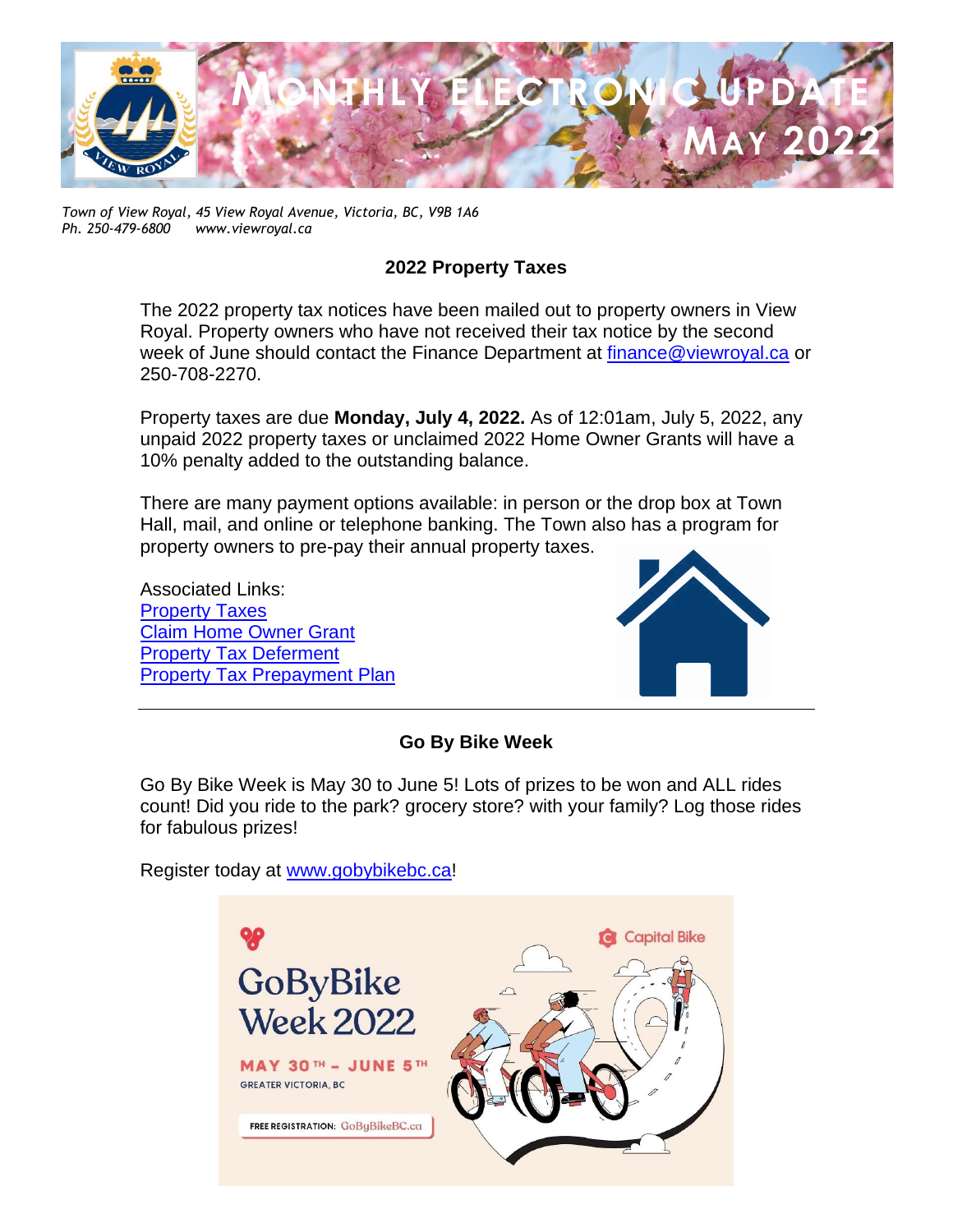# Monthly Electronic Update May 2022

*Town of View Royal, 45 View Royal Avenue, Victoria, BC, V9B 1A6*
*Ph. 250-479-6800 www.viewroyal.ca*

## 2022 Property Taxes

The 2022 property tax notices have been mailed out to property owners in View Royal. Property owners who have not received their tax notice by the second week of June should contact the Finance Department at finance@viewroyal.ca or 250-708-2270.

Property taxes are due **Monday, July 4, 2022.** As of 12:01am, July 5, 2022, any unpaid 2022 property taxes or unclaimed 2022 Home Owner Grants will have a 10% penalty added to the outstanding balance.

There are many payment options available: in person or the drop box at Town Hall, mail, and online or telephone banking. The Town also has a program for property owners to pre-pay their annual property taxes.

Associated Links:
Property Taxes
Claim Home Owner Grant
Property Tax Deferment
Property Tax Prepayment Plan

---

## Go By Bike Week

Go By Bike Week is May 30 to June 5! Lots of prizes to be won and ALL rides count! Did you ride to the park? grocery store? with your family? Log those rides for fabulous prizes!

Register today at www.gobybikebc.ca!

GoByBike Week 2022

MAY 30TH – JUNE 5TH
GREATER VICTORIA, BC

FREE REGISTRATION: GoByBikeBC.ca

Capital Bike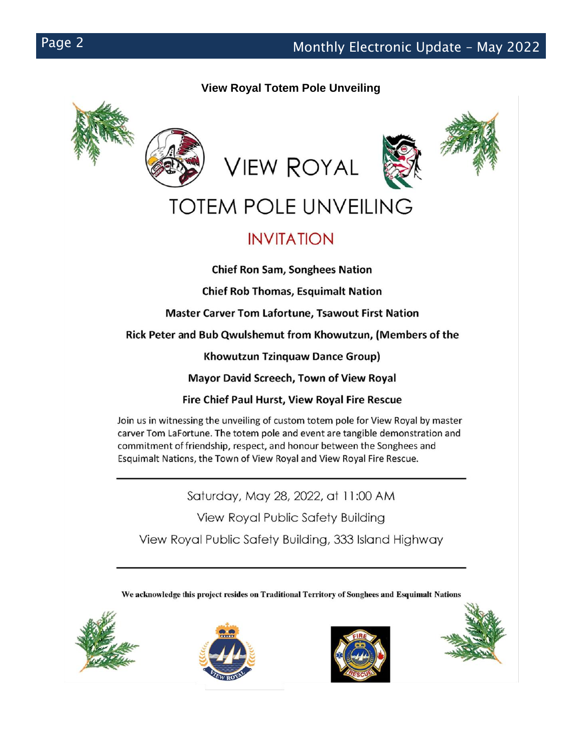## View Royal Totem Pole Unveiling

# VIEW ROYAL

# TOTEM POLE UNVEILING

## INVITATION

**Chief Ron Sam, Songhees Nation**

**Chief Rob Thomas, Esquimalt Nation**

**Master Carver Tom Lafortune, Tsawout First Nation**

**Rick Peter and Bub Qwulshemut from Khowutzun, (Members of the Khowutzun Tzinquaw Dance Group)**

**Mayor David Screech, Town of View Royal**

**Fire Chief Paul Hurst, View Royal Fire Rescue**

Join us in witnessing the unveiling of custom totem pole for View Royal by master carver Tom LaFortune. The totem pole and event are tangible demonstration and commitment of friendship, respect, and honour between the Songhees and Esquimalt Nations, the Town of View Royal and View Royal Fire Rescue.

---

Saturday, May 28, 2022, at 11:00 AM

View Royal Public Safety Building

View Royal Public Safety Building, 333 Island Highway

---

**We acknowledge this project resides on Traditional Territory of Songhees and Esquimalt Nations**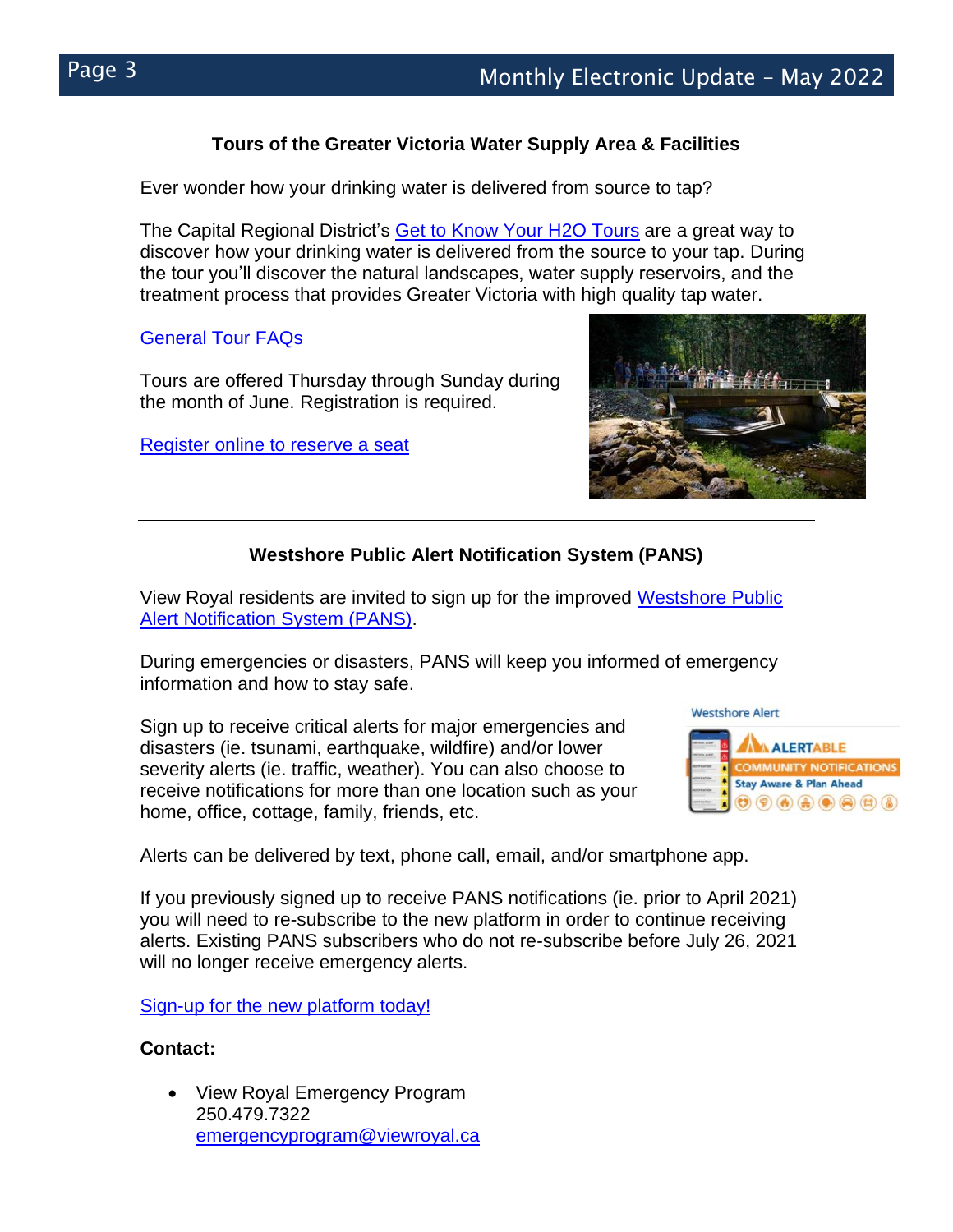## Tours of the Greater Victoria Water Supply Area & Facilities

Ever wonder how your drinking water is delivered from source to tap?

The Capital Regional District's Get to Know Your H2O Tours are a great way to discover how your drinking water is delivered from the source to your tap. During the tour you'll discover the natural landscapes, water supply reservoirs, and the treatment process that provides Greater Victoria with high quality tap water.

General Tour FAQs

Tours are offered Thursday through Sunday during the month of June. Registration is required.

Register online to reserve a seat

---

## Westshore Public Alert Notification System (PANS)

View Royal residents are invited to sign up for the improved Westshore Public Alert Notification System (PANS).

During emergencies or disasters, PANS will keep you informed of emergency information and how to stay safe.

Sign up to receive critical alerts for major emergencies and disasters (ie. tsunami, earthquake, wildfire) and/or lower severity alerts (ie. traffic, weather). You can also choose to receive notifications for more than one location such as your home, office, cottage, family, friends, etc.

Alerts can be delivered by text, phone call, email, and/or smartphone app.

If you previously signed up to receive PANS notifications (ie. prior to April 2021) you will need to re-subscribe to the new platform in order to continue receiving alerts. Existing PANS subscribers who do not re-subscribe before July 26, 2021 will no longer receive emergency alerts.

Sign-up for the new platform today!

**Contact:**

- View Royal Emergency Program
  250.479.7322
  emergencyprogram@viewroyal.ca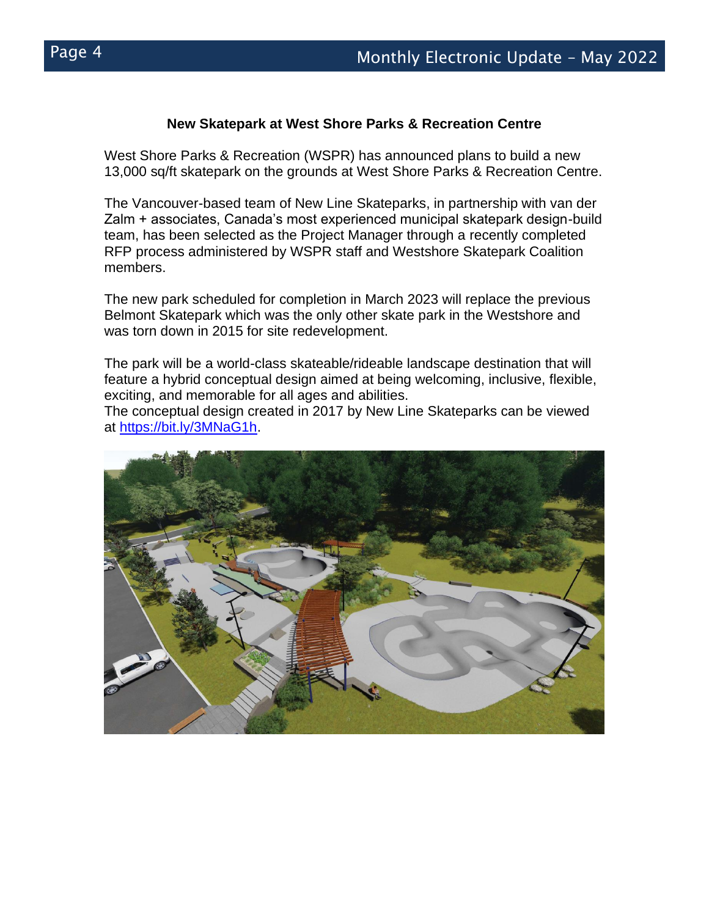## New Skatepark at West Shore Parks & Recreation Centre

West Shore Parks & Recreation (WSPR) has announced plans to build a new 13,000 sq/ft skatepark on the grounds at West Shore Parks & Recreation Centre.

The Vancouver-based team of New Line Skateparks, in partnership with van der Zalm + associates, Canada's most experienced municipal skatepark design-build team, has been selected as the Project Manager through a recently completed RFP process administered by WSPR staff and Westshore Skatepark Coalition members.

The new park scheduled for completion in March 2023 will replace the previous Belmont Skatepark which was the only other skate park in the Westshore and was torn down in 2015 for site redevelopment.

The park will be a world-class skateable/rideable landscape destination that will feature a hybrid conceptual design aimed at being welcoming, inclusive, flexible, exciting, and memorable for all ages and abilities.
The conceptual design created in 2017 by New Line Skateparks can be viewed at [https://bit.ly/3MNaG1h](https://bit.ly/3MNaG1h).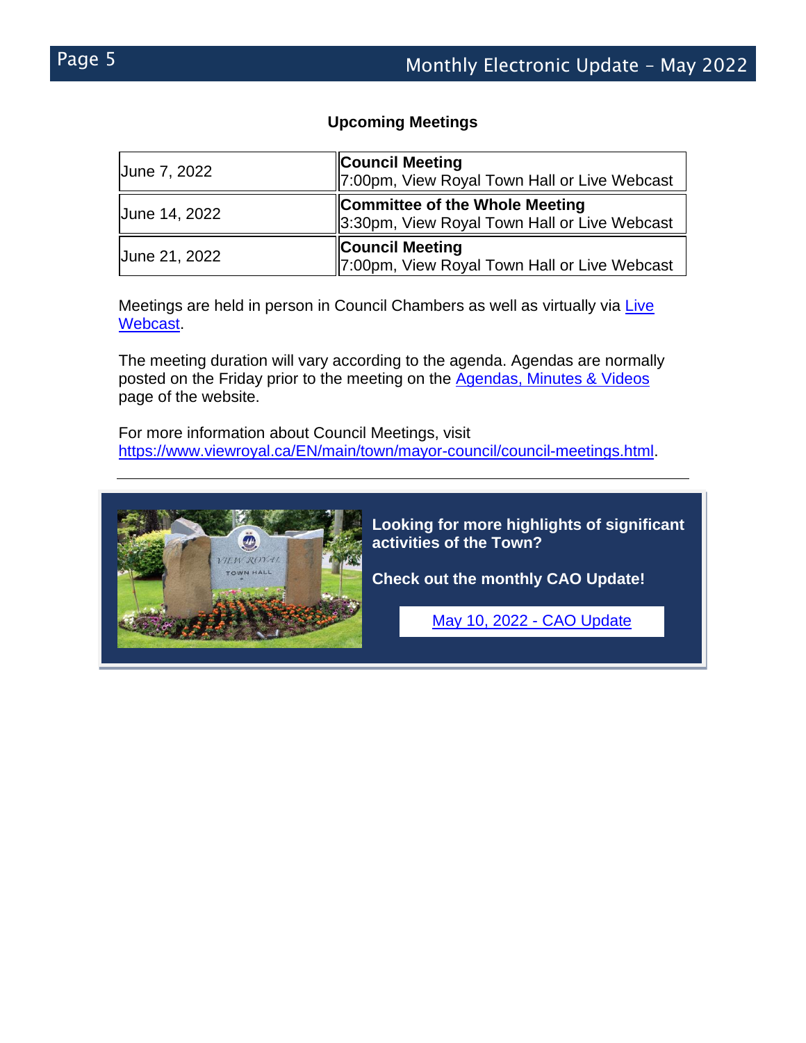## Upcoming Meetings

| | |
|---|---|
| June 7, 2022 | **Council Meeting**<br>7:00pm, View Royal Town Hall or Live Webcast |
| June 14, 2022 | **Committee of the Whole Meeting**<br>3:30pm, View Royal Town Hall or Live Webcast |
| June 21, 2022 | **Council Meeting**<br>7:00pm, View Royal Town Hall or Live Webcast |

Meetings are held in person in Council Chambers as well as virtually via Live Webcast.

The meeting duration will vary according to the agenda. Agendas are normally posted on the Friday prior to the meeting on the Agendas, Minutes & Videos page of the website.

For more information about Council Meetings, visit https://www.viewroyal.ca/EN/main/town/mayor-council/council-meetings.html.

---

**Looking for more highlights of significant activities of the Town?**

**Check out the monthly CAO Update!**

May 10, 2022 - CAO Update